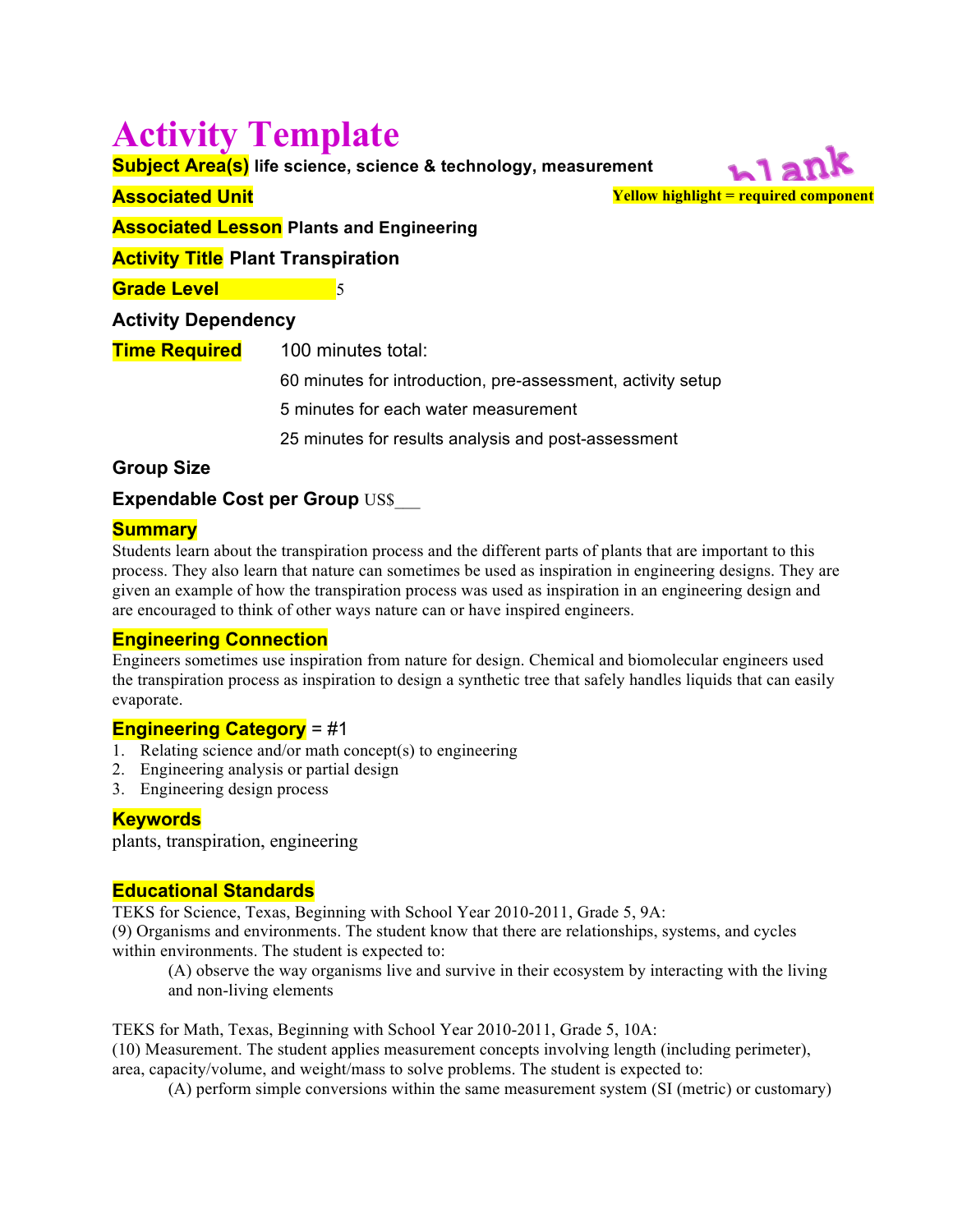# Activity Template

**Subject Area(s)** life science, science & technology, measurement

blank

**Yellow highlight = required component**

**Associated Unit**

**Associated Lesson** Plants and Engineering

**Activity Title** Plant Transpiration

**Grade Level** 5

**Activity Dependency**

**Time Required** 100 minutes total:

60 minutes for introduction, pre-assessment, activity setup

5 minutes for each water measurement

25 minutes for results analysis and post-assessment

**Group Size**

**Expendable Cost per Group** US$___

## Summary

Students learn about the transpiration process and the different parts of plants that are important to this process. They also learn that nature can sometimes be used as inspiration in engineering designs. They are given an example of how the transpiration process was used as inspiration in an engineering design and are encouraged to think of other ways nature can or have inspired engineers.

## Engineering Connection

Engineers sometimes use inspiration from nature for design. Chemical and biomolecular engineers used the transpiration process as inspiration to design a synthetic tree that safely handles liquids that can easily evaporate.

## Engineering Category = #1

1. Relating science and/or math concept(s) to engineering
2. Engineering analysis or partial design
3. Engineering design process

## Keywords

plants, transpiration, engineering

## Educational Standards

TEKS for Science, Texas, Beginning with School Year 2010-2011, Grade 5, 9A:
(9) Organisms and environments. The student know that there are relationships, systems, and cycles within environments. The student is expected to:

> (A) observe the way organisms live and survive in their ecosystem by interacting with the living and non-living elements

TEKS for Math, Texas, Beginning with School Year 2010-2011, Grade 5, 10A:
(10) Measurement. The student applies measurement concepts involving length (including perimeter), area, capacity/volume, and weight/mass to solve problems. The student is expected to:

> (A) perform simple conversions within the same measurement system (SI (metric) or customary)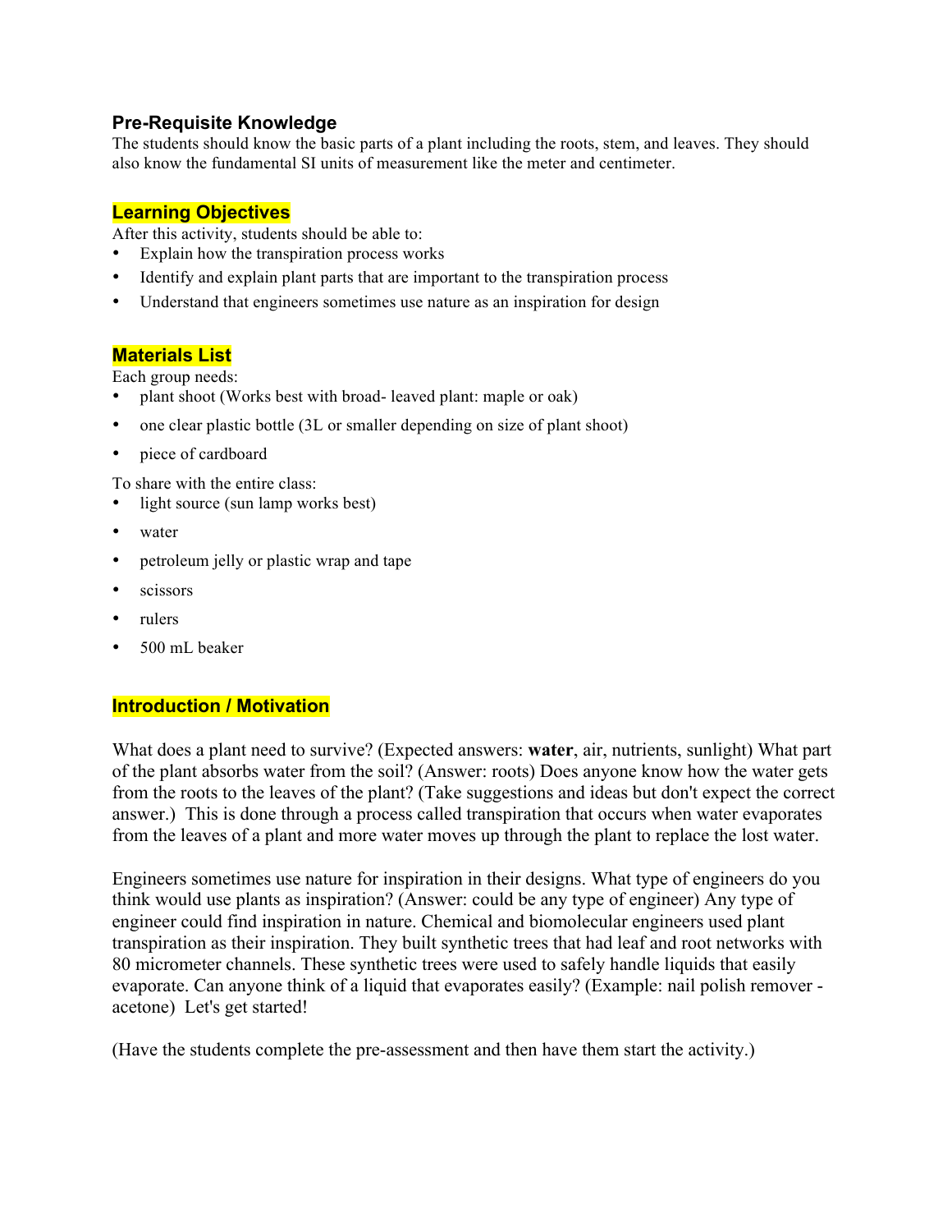## Pre-Requisite Knowledge

The students should know the basic parts of a plant including the roots, stem, and leaves. They should also know the fundamental SI units of measurement like the meter and centimeter.

## Learning Objectives

After this activity, students should be able to:

- Explain how the transpiration process works
- Identify and explain plant parts that are important to the transpiration process
- Understand that engineers sometimes use nature as an inspiration for design

## Materials List

Each group needs:

- plant shoot (Works best with broad- leaved plant: maple or oak)
- one clear plastic bottle (3L or smaller depending on size of plant shoot)
- piece of cardboard

To share with the entire class:

- light source (sun lamp works best)
- water
- petroleum jelly or plastic wrap and tape
- scissors
- rulers
- 500 mL beaker

## Introduction / Motivation

What does a plant need to survive? (Expected answers: **water**, air, nutrients, sunlight) What part of the plant absorbs water from the soil? (Answer: roots) Does anyone know how the water gets from the roots to the leaves of the plant? (Take suggestions and ideas but don't expect the correct answer.) This is done through a process called transpiration that occurs when water evaporates from the leaves of a plant and more water moves up through the plant to replace the lost water.

Engineers sometimes use nature for inspiration in their designs. What type of engineers do you think would use plants as inspiration? (Answer: could be any type of engineer) Any type of engineer could find inspiration in nature. Chemical and biomolecular engineers used plant transpiration as their inspiration. They built synthetic trees that had leaf and root networks with 80 micrometer channels. These synthetic trees were used to safely handle liquids that easily evaporate. Can anyone think of a liquid that evaporates easily? (Example: nail polish remover - acetone) Let's get started!

(Have the students complete the pre-assessment and then have them start the activity.)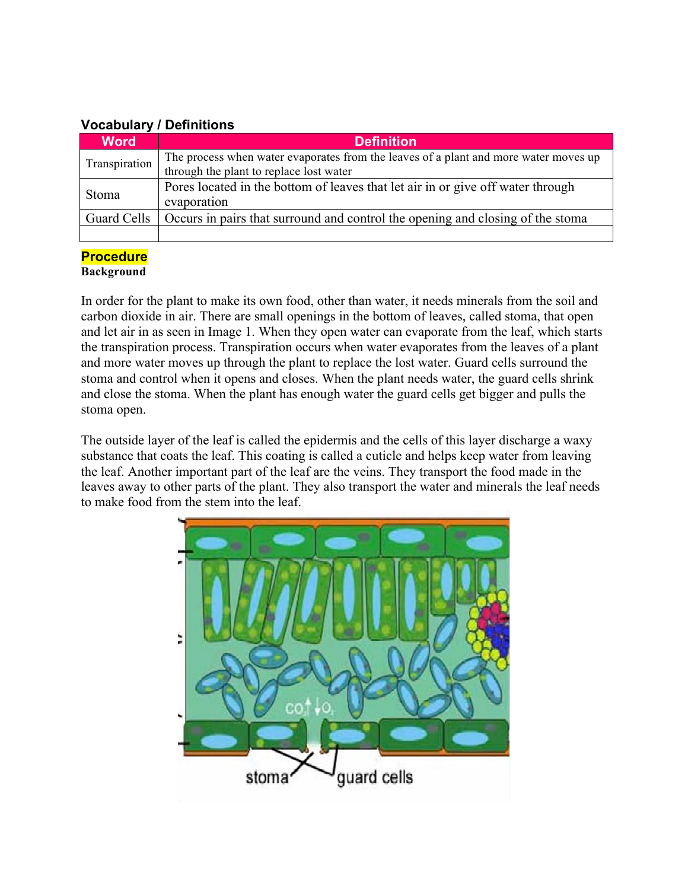### Vocabulary / Definitions

| Word | Definition |
| --- | --- |
| Transpiration | The process when water evaporates from the leaves of a plant and more water moves up through the plant to replace lost water |
| Stoma | Pores located in the bottom of leaves that let air in or give off water through evaporation |
| Guard Cells | Occurs in pairs that surround and control the opening and closing of the stoma |
| | |

**Procedure**

**Background**

In order for the plant to make its own food, other than water, it needs minerals from the soil and carbon dioxide in air. There are small openings in the bottom of leaves, called stoma, that open and let air in as seen in Image 1. When they open water can evaporate from the leaf, which starts the transpiration process. Transpiration occurs when water evaporates from the leaves of a plant and more water moves up through the plant to replace the lost water. Guard cells surround the stoma and control when it opens and closes. When the plant needs water, the guard cells shrink and close the stoma. When the plant has enough water the guard cells get bigger and pulls the stoma open.

The outside layer of the leaf is called the epidermis and the cells of this layer discharge a waxy substance that coats the leaf. This coating is called a cuticle and helps keep water from leaving the leaf. Another important part of the leaf are the veins. They transport the food made in the leaves away to other parts of the plant. They also transport the water and minerals the leaf needs to make food from the stem into the leaf.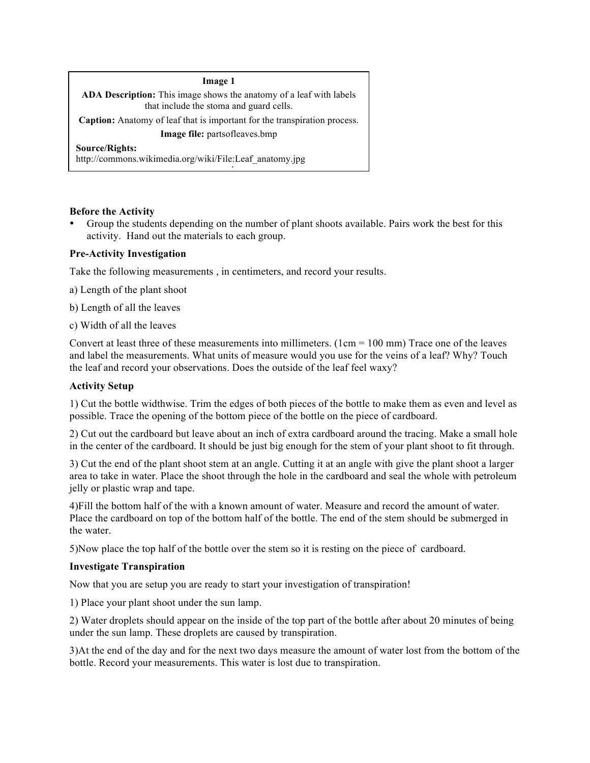| **Image 1** |
| --- |
| **ADA Description:** This image shows the anatomy of a leaf with labels that include the stoma and guard cells. |
| **Caption:** Anatomy of leaf that is important for the transpiration process. |
| **Image file:** partsofleaves.bmp |
| **Source/Rights:** http://commons.wikimedia.org/wiki/File:Leaf_anatomy.jpg |

**Before the Activity**

- Group the students depending on the number of plant shoots available. Pairs work the best for this activity. Hand out the materials to each group.

**Pre-Activity Investigation**

Take the following measurements , in centimeters, and record your results.

a) Length of the plant shoot

b) Length of all the leaves

c) Width of all the leaves

Convert at least three of these measurements into millimeters. (1cm = 100 mm) Trace one of the leaves and label the measurements. What units of measure would you use for the veins of a leaf? Why? Touch the leaf and record your observations. Does the outside of the leaf feel waxy?

**Activity Setup**

1) Cut the bottle widthwise. Trim the edges of both pieces of the bottle to make them as even and level as possible. Trace the opening of the bottom piece of the bottle on the piece of cardboard.

2) Cut out the cardboard but leave about an inch of extra cardboard around the tracing. Make a small hole in the center of the cardboard. It should be just big enough for the stem of your plant shoot to fit through.

3) Cut the end of the plant shoot stem at an angle. Cutting it at an angle with give the plant shoot a larger area to take in water. Place the shoot through the hole in the cardboard and seal the whole with petroleum jelly or plastic wrap and tape.

4)Fill the bottom half of the with a known amount of water. Measure and record the amount of water. Place the cardboard on top of the bottom half of the bottle. The end of the stem should be submerged in the water.

5)Now place the top half of the bottle over the stem so it is resting on the piece of cardboard.

**Investigate Transpiration**

Now that you are setup you are ready to start your investigation of transpiration!

1) Place your plant shoot under the sun lamp.

2) Water droplets should appear on the inside of the top part of the bottle after about 20 minutes of being under the sun lamp. These droplets are caused by transpiration.

3)At the end of the day and for the next two days measure the amount of water lost from the bottom of the bottle. Record your measurements. This water is lost due to transpiration.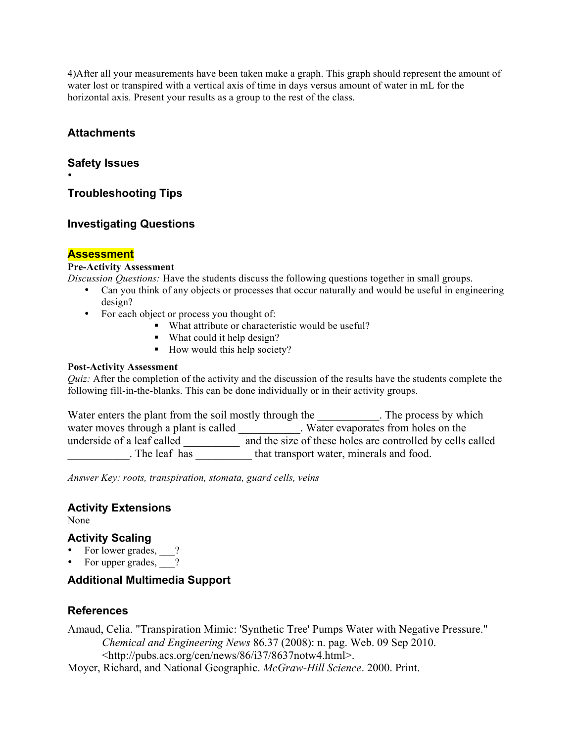4)After all your measurements have been taken make a graph. This graph should represent the amount of water lost or transpired with a vertical axis of time in days versus amount of water in mL for the horizontal axis. Present your results as a group to the rest of the class.

## Attachments

## Safety Issues

- 

## Troubleshooting Tips

## Investigating Questions

## Assessment

**Pre-Activity Assessment**

*Discussion Questions:* Have the students discuss the following questions together in small groups.

- Can you think of any objects or processes that occur naturally and would be useful in engineering design?
- For each object or process you thought of:
  - What attribute or characteristic would be useful?
  - What could it help design?
  - How would this help society?

**Post-Activity Assessment**

*Quiz:* After the completion of the activity and the discussion of the results have the students complete the following fill-in-the-blanks. This can be done individually or in their activity groups.

Water enters the plant from the soil mostly through the ___________. The process by which water moves through a plant is called ___________. Water evaporates from holes on the underside of a leaf called __________ and the size of these holes are controlled by cells called ___________. The leaf has __________ that transport water, minerals and food.

*Answer Key: roots, transpiration, stomata, guard cells, veins*

## Activity Extensions

None

## Activity Scaling

- For lower grades, ___?
- For upper grades, ___?

## Additional Multimedia Support

## References

Amaud, Celia. "Transpiration Mimic: 'Synthetic Tree' Pumps Water with Negative Pressure." *Chemical and Engineering News* 86.37 (2008): n. pag. Web. 09 Sep 2010. <http://pubs.acs.org/cen/news/86/i37/8637notw4.html>.

Moyer, Richard, and National Geographic. *McGraw-Hill Science*. 2000. Print.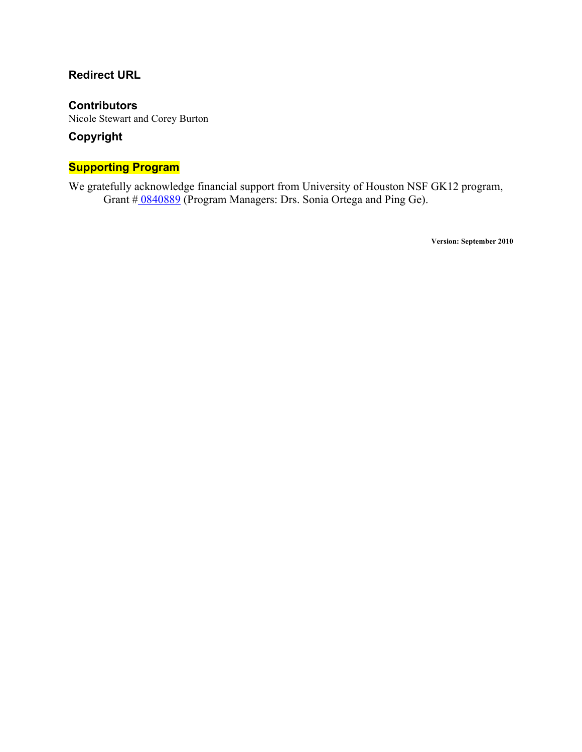### Redirect URL

### Contributors

Nicole Stewart and Corey Burton

### Copyright

### Supporting Program

We gratefully acknowledge financial support from University of Houston NSF GK12 program, Grant # 0840889 (Program Managers: Drs. Sonia Ortega and Ping Ge).

**Version: September 2010**